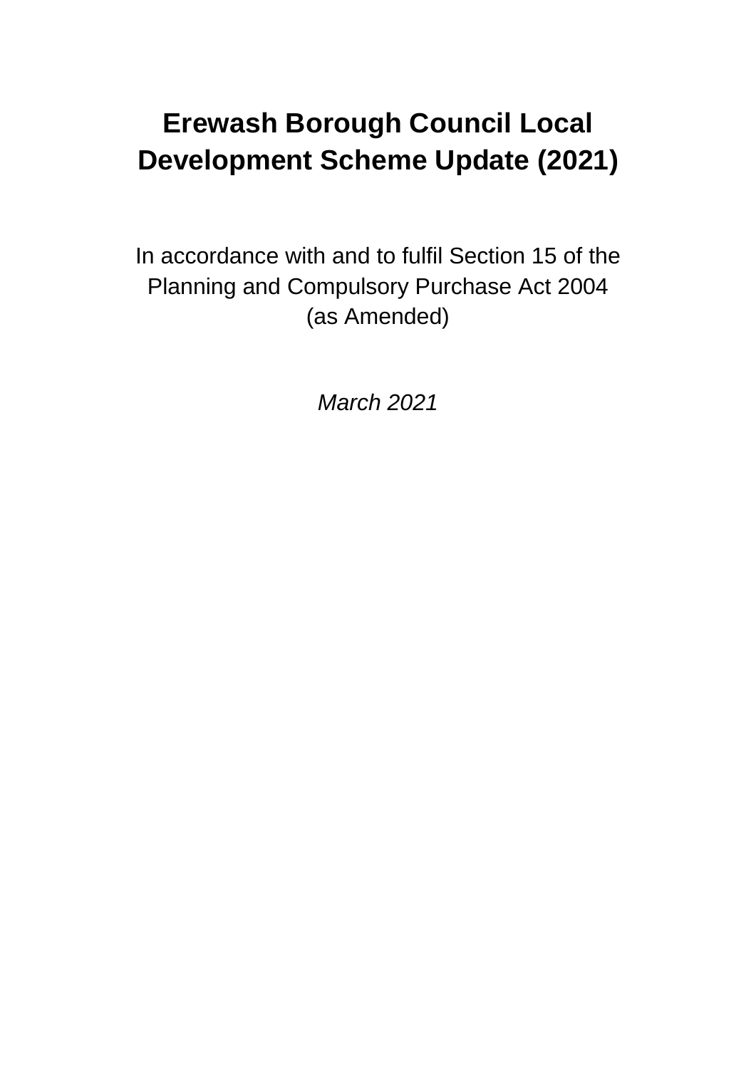# Erewash Borough Council Local Development Scheme Update (2021)

In accordance with and to fulfil Section 15 of the Planning and Compulsory Purchase Act 2004 (as Amended)

*March 2021*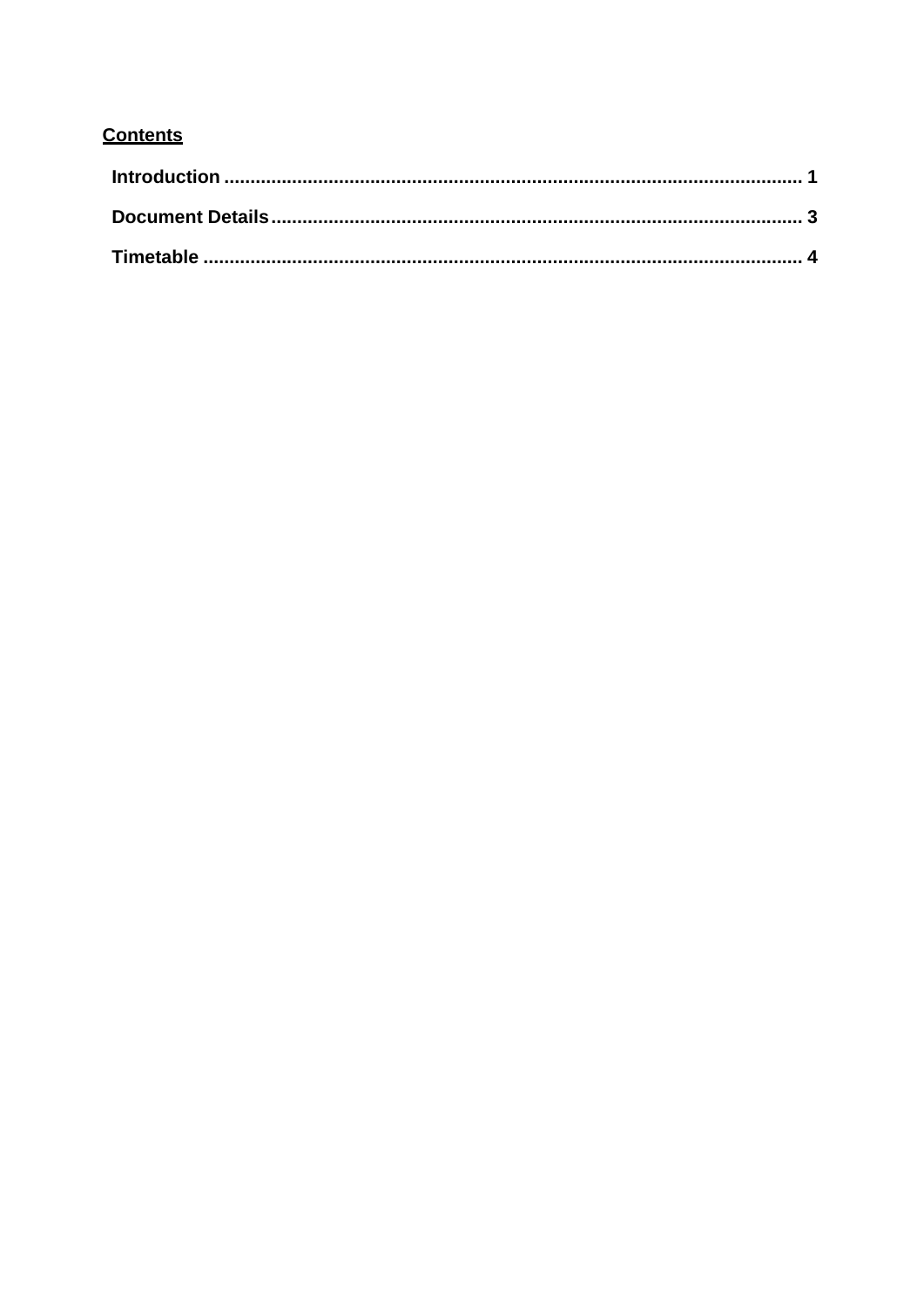**Contents**

**Introduction** .......................................................................................................... **1**

**Document Details** ................................................................................................... **3**

**Timetable** ................................................................................................................ **4**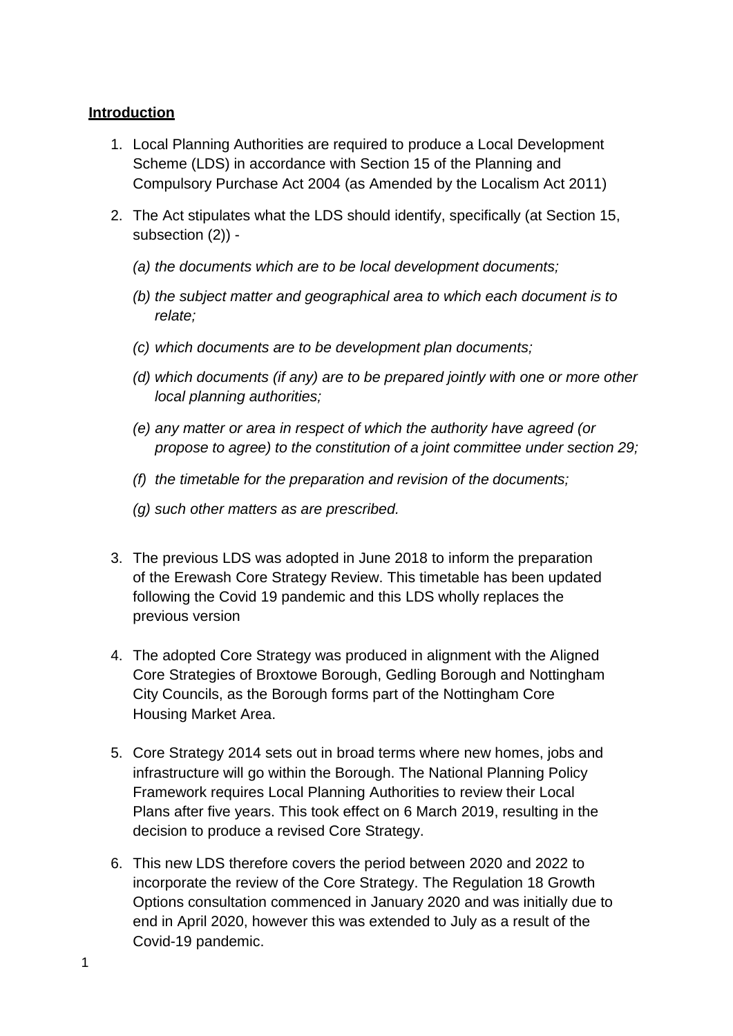## **Introduction**

1. Local Planning Authorities are required to produce a Local Development Scheme (LDS) in accordance with Section 15 of the Planning and Compulsory Purchase Act 2004 (as Amended by the Localism Act 2011)

2. The Act stipulates what the LDS should identify, specifically (at Section 15, subsection (2)) -

   *(a) the documents which are to be local development documents;*

   *(b) the subject matter and geographical area to which each document is to relate;*

   *(c) which documents are to be development plan documents;*

   *(d) which documents (if any) are to be prepared jointly with one or more other local planning authorities;*

   *(e) any matter or area in respect of which the authority have agreed (or propose to agree) to the constitution of a joint committee under section 29;*

   *(f) the timetable for the preparation and revision of the documents;*

   *(g) such other matters as are prescribed.*

3. The previous LDS was adopted in June 2018 to inform the preparation of the Erewash Core Strategy Review. This timetable has been updated following the Covid 19 pandemic and this LDS wholly replaces the previous version

4. The adopted Core Strategy was produced in alignment with the Aligned Core Strategies of Broxtowe Borough, Gedling Borough and Nottingham City Councils, as the Borough forms part of the Nottingham Core Housing Market Area.

5. Core Strategy 2014 sets out in broad terms where new homes, jobs and infrastructure will go within the Borough. The National Planning Policy Framework requires Local Planning Authorities to review their Local Plans after five years. This took effect on 6 March 2019, resulting in the decision to produce a revised Core Strategy.

6. This new LDS therefore covers the period between 2020 and 2022 to incorporate the review of the Core Strategy. The Regulation 18 Growth Options consultation commenced in January 2020 and was initially due to end in April 2020, however this was extended to July as a result of the Covid-19 pandemic.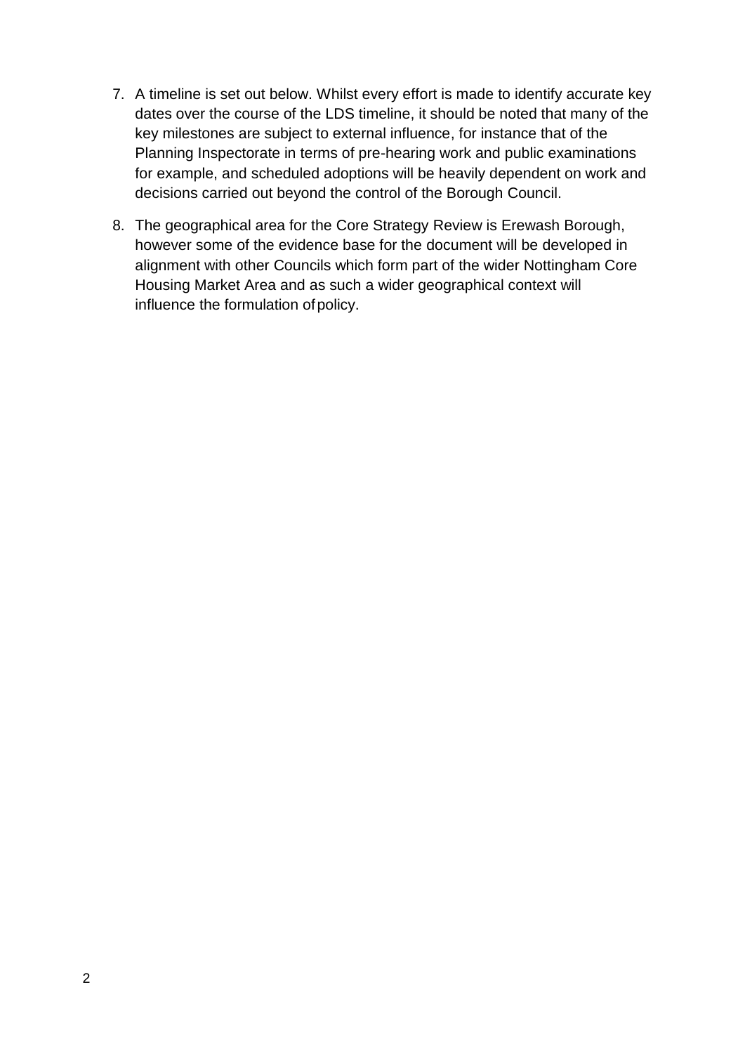7. A timeline is set out below. Whilst every effort is made to identify accurate key dates over the course of the LDS timeline, it should be noted that many of the key milestones are subject to external influence, for instance that of the Planning Inspectorate in terms of pre-hearing work and public examinations for example, and scheduled adoptions will be heavily dependent on work and decisions carried out beyond the control of the Borough Council.

8. The geographical area for the Core Strategy Review is Erewash Borough, however some of the evidence base for the document will be developed in alignment with other Councils which form part of the wider Nottingham Core Housing Market Area and as such a wider geographical context will influence the formulation of policy.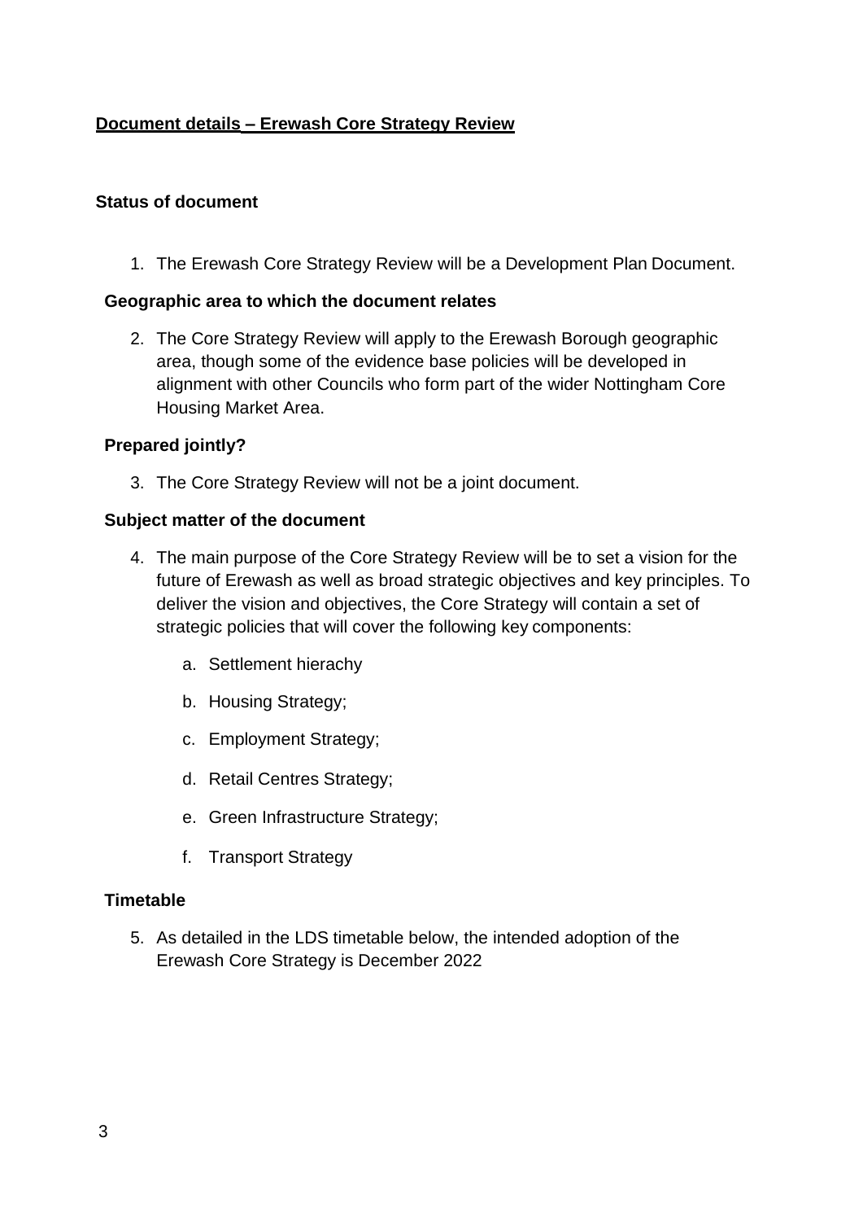## Document details – Erewash Core Strategy Review

### Status of document

1. The Erewash Core Strategy Review will be a Development Plan Document.

### Geographic area to which the document relates

2. The Core Strategy Review will apply to the Erewash Borough geographic area, though some of the evidence base policies will be developed in alignment with other Councils who form part of the wider Nottingham Core Housing Market Area.

### Prepared jointly?

3. The Core Strategy Review will not be a joint document.

### Subject matter of the document

4. The main purpose of the Core Strategy Review will be to set a vision for the future of Erewash as well as broad strategic objectives and key principles. To deliver the vision and objectives, the Core Strategy will contain a set of strategic policies that will cover the following key components:

    a. Settlement hierachy

    b. Housing Strategy;

    c. Employment Strategy;

    d. Retail Centres Strategy;

    e. Green Infrastructure Strategy;

    f. Transport Strategy

### Timetable

5. As detailed in the LDS timetable below, the intended adoption of the Erewash Core Strategy is December 2022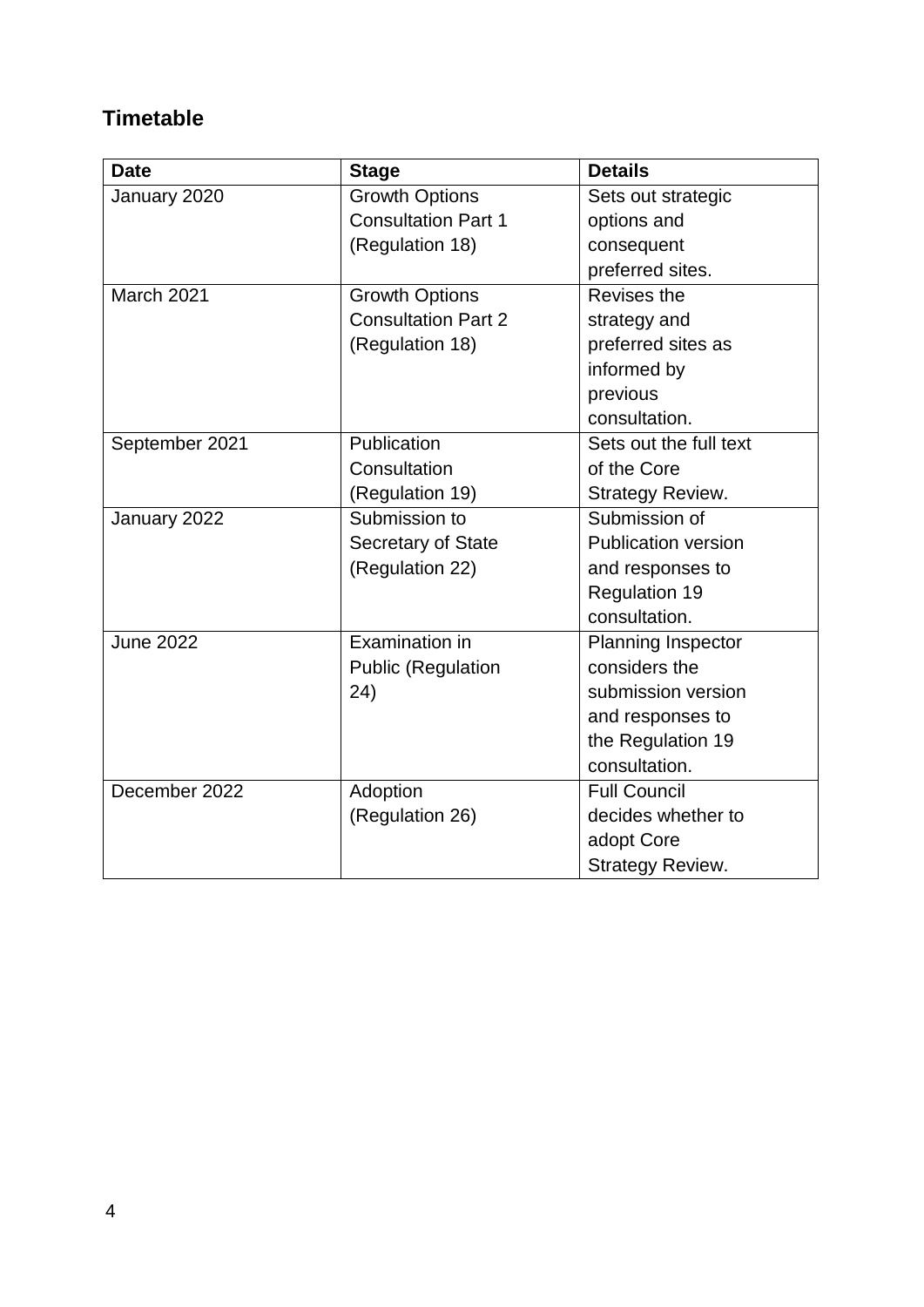## Timetable

| Date | Stage | Details |
|---|---|---|
| January 2020 | Growth Options Consultation Part 1 (Regulation 18) | Sets out strategic options and consequent preferred sites. |
| March 2021 | Growth Options Consultation Part 2 (Regulation 18) | Revises the strategy and preferred sites as informed by previous consultation. |
| September 2021 | Publication Consultation (Regulation 19) | Sets out the full text of the Core Strategy Review. |
| January 2022 | Submission to Secretary of State (Regulation 22) | Submission of Publication version and responses to Regulation 19 consultation. |
| June 2022 | Examination in Public (Regulation 24) | Planning Inspector considers the submission version and responses to the Regulation 19 consultation. |
| December 2022 | Adoption (Regulation 26) | Full Council decides whether to adopt Core Strategy Review. |